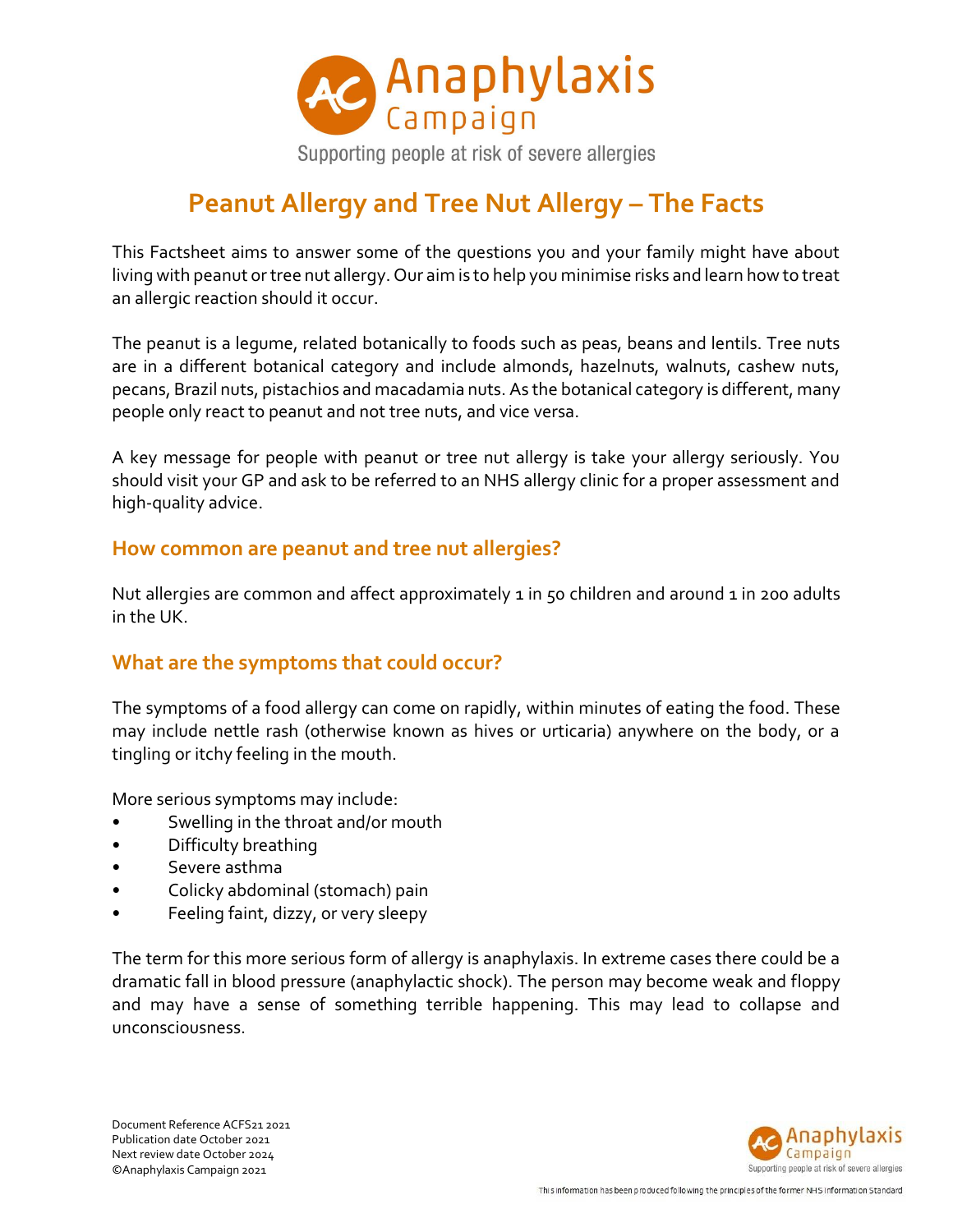# Anaphylaxis Campaign

Supporting people at risk of severe allergies

## Peanut Allergy and Tree Nut Allergy – The Facts

This Factsheet aims to answer some of the questions you and your family might have about living with peanut or tree nut allergy. Our aim is to help you minimise risks and learn how to treat an allergic reaction should it occur.

The peanut is a legume, related botanically to foods such as peas, beans and lentils. Tree nuts are in a different botanical category and include almonds, hazelnuts, walnuts, cashew nuts, pecans, Brazil nuts, pistachios and macadamia nuts. As the botanical category is different, many people only react to peanut and not tree nuts, and vice versa.

A key message for people with peanut or tree nut allergy is take your allergy seriously. You should visit your GP and ask to be referred to an NHS allergy clinic for a proper assessment and high-quality advice.

### How common are peanut and tree nut allergies?

Nut allergies are common and affect approximately 1 in 50 children and around 1 in 200 adults in the UK.

### What are the symptoms that could occur?

The symptoms of a food allergy can come on rapidly, within minutes of eating the food. These may include nettle rash (otherwise known as hives or urticaria) anywhere on the body, or a tingling or itchy feeling in the mouth.

More serious symptoms may include:

- Swelling in the throat and/or mouth
- Difficulty breathing
- Severe asthma
- Colicky abdominal (stomach) pain
- Feeling faint, dizzy, or very sleepy

The term for this more serious form of allergy is anaphylaxis. In extreme cases there could be a dramatic fall in blood pressure (anaphylactic shock). The person may become weak and floppy and may have a sense of something terrible happening. This may lead to collapse and unconsciousness.

Document Reference ACFS21 2021
Publication date October 2021
Next review date October 2024
©Anaphylaxis Campaign 2021

This information has been produced following the principles of the former NHS Information Standard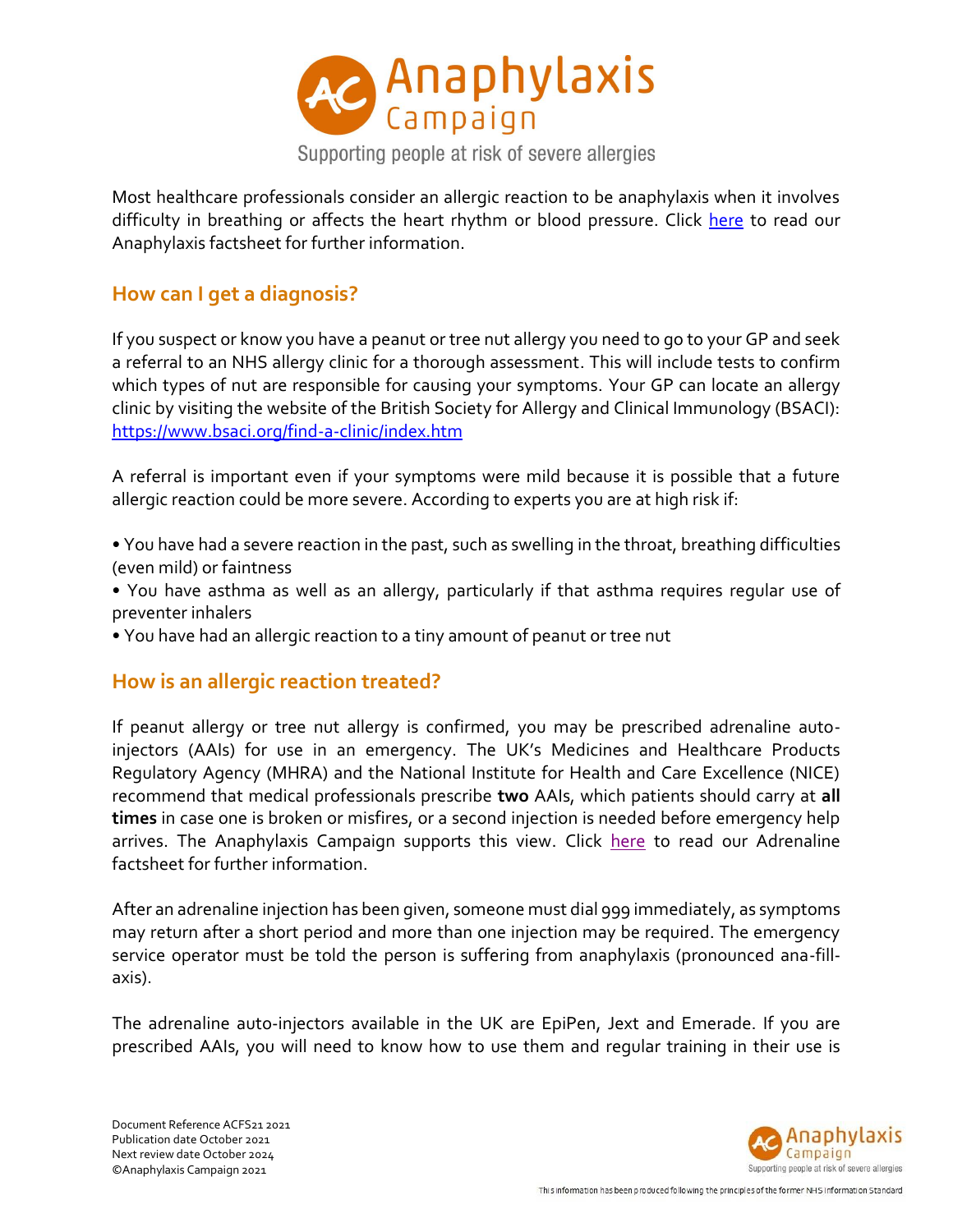Most healthcare professionals consider an allergic reaction to be anaphylaxis when it involves difficulty in breathing or affects the heart rhythm or blood pressure. Click [here]() to read our Anaphylaxis factsheet for further information.

## How can I get a diagnosis?

If you suspect or know you have a peanut or tree nut allergy you need to go to your GP and seek a referral to an NHS allergy clinic for a thorough assessment. This will include tests to confirm which types of nut are responsible for causing your symptoms. Your GP can locate an allergy clinic by visiting the website of the British Society for Allergy and Clinical Immunology (BSACI): https://www.bsaci.org/find-a-clinic/index.htm

A referral is important even if your symptoms were mild because it is possible that a future allergic reaction could be more severe. According to experts you are at high risk if:

- You have had a severe reaction in the past, such as swelling in the throat, breathing difficulties (even mild) or faintness
- You have asthma as well as an allergy, particularly if that asthma requires regular use of preventer inhalers
- You have had an allergic reaction to a tiny amount of peanut or tree nut

## How is an allergic reaction treated?

If peanut allergy or tree nut allergy is confirmed, you may be prescribed adrenaline auto-injectors (AAIs) for use in an emergency. The UK's Medicines and Healthcare Products Regulatory Agency (MHRA) and the National Institute for Health and Care Excellence (NICE) recommend that medical professionals prescribe **two** AAIs, which patients should carry at **all times** in case one is broken or misfires, or a second injection is needed before emergency help arrives. The Anaphylaxis Campaign supports this view. Click [here]() to read our Adrenaline factsheet for further information.

After an adrenaline injection has been given, someone must dial 999 immediately, as symptoms may return after a short period and more than one injection may be required. The emergency service operator must be told the person is suffering from anaphylaxis (pronounced ana-fill-axis).

The adrenaline auto-injectors available in the UK are EpiPen, Jext and Emerade. If you are prescribed AAIs, you will need to know how to use them and regular training in their use is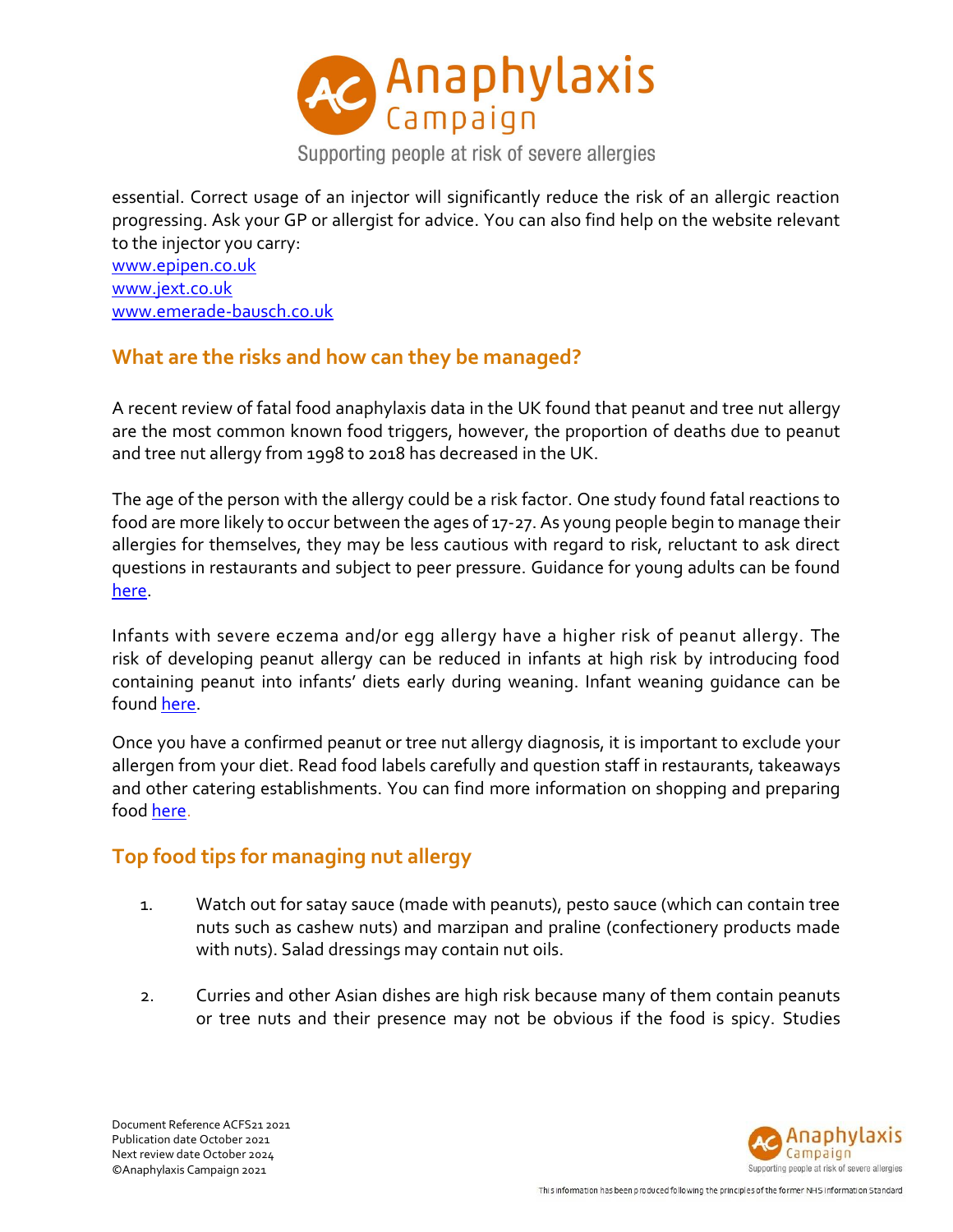essential. Correct usage of an injector will significantly reduce the risk of an allergic reaction progressing. Ask your GP or allergist for advice. You can also find help on the website relevant to the injector you carry:
[www.epipen.co.uk](www.epipen.co.uk)
[www.jext.co.uk](www.jext.co.uk)
[www.emerade-bausch.co.uk](www.emerade-bausch.co.uk)

## What are the risks and how can they be managed?

A recent review of fatal food anaphylaxis data in the UK found that peanut and tree nut allergy are the most common known food triggers, however, the proportion of deaths due to peanut and tree nut allergy from 1998 to 2018 has decreased in the UK.

The age of the person with the allergy could be a risk factor. One study found fatal reactions to food are more likely to occur between the ages of 17-27. As young people begin to manage their allergies for themselves, they may be less cautious with regard to risk, reluctant to ask direct questions in restaurants and subject to peer pressure. Guidance for young adults can be found here.

Infants with severe eczema and/or egg allergy have a higher risk of peanut allergy. The risk of developing peanut allergy can be reduced in infants at high risk by introducing food containing peanut into infants' diets early during weaning. Infant weaning guidance can be found here.

Once you have a confirmed peanut or tree nut allergy diagnosis, it is important to exclude your allergen from your diet. Read food labels carefully and question staff in restaurants, takeaways and other catering establishments. You can find more information on shopping and preparing food here.

## Top food tips for managing nut allergy

1. Watch out for satay sauce (made with peanuts), pesto sauce (which can contain tree nuts such as cashew nuts) and marzipan and praline (confectionery products made with nuts). Salad dressings may contain nut oils.

2. Curries and other Asian dishes are high risk because many of them contain peanuts or tree nuts and their presence may not be obvious if the food is spicy. Studies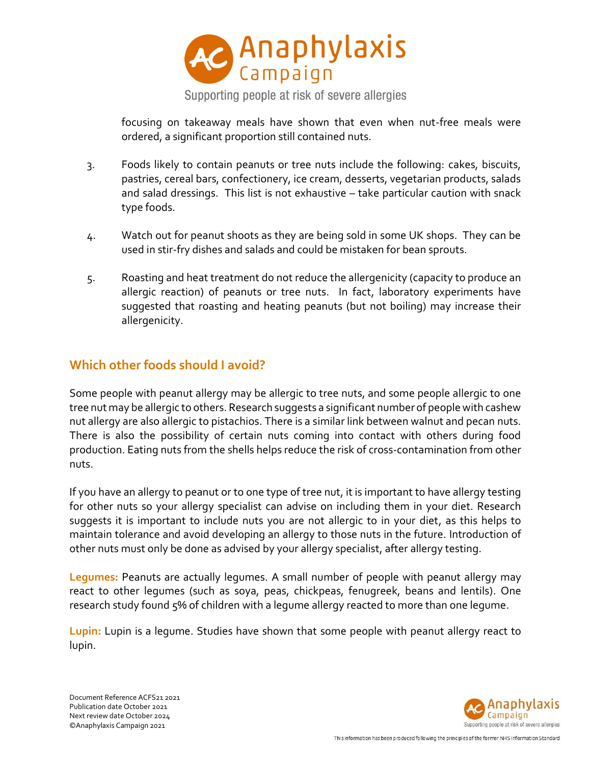focusing on takeaway meals have shown that even when nut-free meals were ordered, a significant proportion still contained nuts.

3. Foods likely to contain peanuts or tree nuts include the following: cakes, biscuits, pastries, cereal bars, confectionery, ice cream, desserts, vegetarian products, salads and salad dressings. This list is not exhaustive – take particular caution with snack type foods.

4. Watch out for peanut shoots as they are being sold in some UK shops. They can be used in stir-fry dishes and salads and could be mistaken for bean sprouts.

5. Roasting and heat treatment do not reduce the allergenicity (capacity to produce an allergic reaction) of peanuts or tree nuts. In fact, laboratory experiments have suggested that roasting and heating peanuts (but not boiling) may increase their allergenicity.

## Which other foods should I avoid?

Some people with peanut allergy may be allergic to tree nuts, and some people allergic to one tree nut may be allergic to others. Research suggests a significant number of people with cashew nut allergy are also allergic to pistachios. There is a similar link between walnut and pecan nuts. There is also the possibility of certain nuts coming into contact with others during food production. Eating nuts from the shells helps reduce the risk of cross-contamination from other nuts.

If you have an allergy to peanut or to one type of tree nut, it is important to have allergy testing for other nuts so your allergy specialist can advise on including them in your diet. Research suggests it is important to include nuts you are not allergic to in your diet, as this helps to maintain tolerance and avoid developing an allergy to those nuts in the future. Introduction of other nuts must only be done as advised by your allergy specialist, after allergy testing.

**Legumes:** Peanuts are actually legumes. A small number of people with peanut allergy may react to other legumes (such as soya, peas, chickpeas, fenugreek, beans and lentils). One research study found 5% of children with a legume allergy reacted to more than one legume.

**Lupin:** Lupin is a legume. Studies have shown that some people with peanut allergy react to lupin.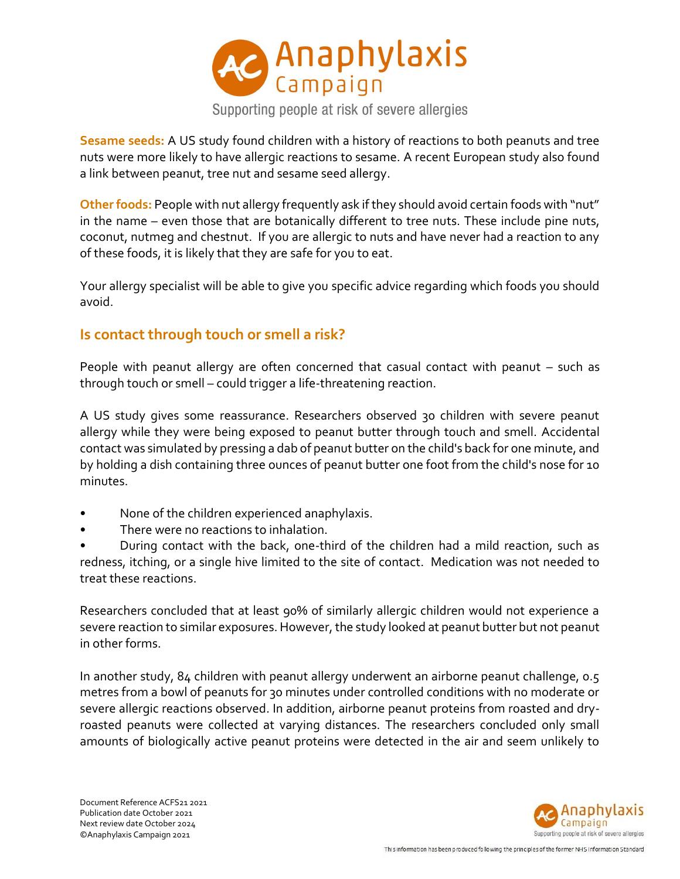**Sesame seeds:** A US study found children with a history of reactions to both peanuts and tree nuts were more likely to have allergic reactions to sesame. A recent European study also found a link between peanut, tree nut and sesame seed allergy.

**Other foods:** People with nut allergy frequently ask if they should avoid certain foods with "nut" in the name – even those that are botanically different to tree nuts. These include pine nuts, coconut, nutmeg and chestnut. If you are allergic to nuts and have never had a reaction to any of these foods, it is likely that they are safe for you to eat.

Your allergy specialist will be able to give you specific advice regarding which foods you should avoid.

## Is contact through touch or smell a risk?

People with peanut allergy are often concerned that casual contact with peanut – such as through touch or smell – could trigger a life-threatening reaction.

A US study gives some reassurance. Researchers observed 30 children with severe peanut allergy while they were being exposed to peanut butter through touch and smell. Accidental contact was simulated by pressing a dab of peanut butter on the child's back for one minute, and by holding a dish containing three ounces of peanut butter one foot from the child's nose for 10 minutes.

- None of the children experienced anaphylaxis.
- There were no reactions to inhalation.
- During contact with the back, one-third of the children had a mild reaction, such as redness, itching, or a single hive limited to the site of contact. Medication was not needed to treat these reactions.

Researchers concluded that at least 90% of similarly allergic children would not experience a severe reaction to similar exposures. However, the study looked at peanut butter but not peanut in other forms.

In another study, 84 children with peanut allergy underwent an airborne peanut challenge, 0.5 metres from a bowl of peanuts for 30 minutes under controlled conditions with no moderate or severe allergic reactions observed. In addition, airborne peanut proteins from roasted and dry-roasted peanuts were collected at varying distances. The researchers concluded only small amounts of biologically active peanut proteins were detected in the air and seem unlikely to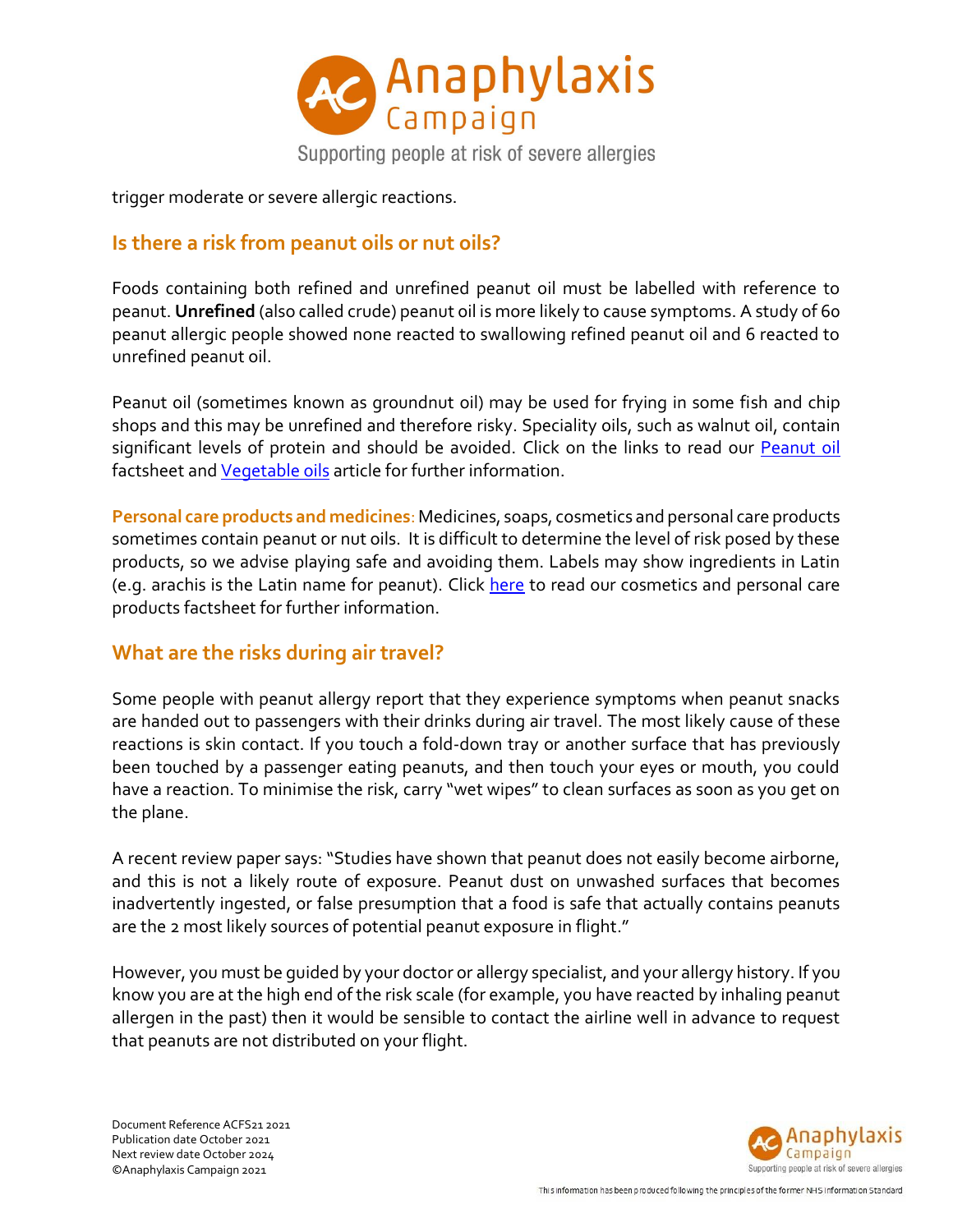trigger moderate or severe allergic reactions.

## Is there a risk from peanut oils or nut oils?

Foods containing both refined and unrefined peanut oil must be labelled with reference to peanut. **Unrefined** (also called crude) peanut oil is more likely to cause symptoms. A study of 60 peanut allergic people showed none reacted to swallowing refined peanut oil and 6 reacted to unrefined peanut oil.

Peanut oil (sometimes known as groundnut oil) may be used for frying in some fish and chip shops and this may be unrefined and therefore risky. Speciality oils, such as walnut oil, contain significant levels of protein and should be avoided. Click on the links to read our Peanut oil factsheet and Vegetable oils article for further information.

**Personal care products and medicines**: Medicines, soaps, cosmetics and personal care products sometimes contain peanut or nut oils. It is difficult to determine the level of risk posed by these products, so we advise playing safe and avoiding them. Labels may show ingredients in Latin (e.g. arachis is the Latin name for peanut). Click here to read our cosmetics and personal care products factsheet for further information.

## What are the risks during air travel?

Some people with peanut allergy report that they experience symptoms when peanut snacks are handed out to passengers with their drinks during air travel. The most likely cause of these reactions is skin contact. If you touch a fold-down tray or another surface that has previously been touched by a passenger eating peanuts, and then touch your eyes or mouth, you could have a reaction. To minimise the risk, carry "wet wipes" to clean surfaces as soon as you get on the plane.

A recent review paper says: "Studies have shown that peanut does not easily become airborne, and this is not a likely route of exposure. Peanut dust on unwashed surfaces that becomes inadvertently ingested, or false presumption that a food is safe that actually contains peanuts are the 2 most likely sources of potential peanut exposure in flight."

However, you must be guided by your doctor or allergy specialist, and your allergy history. If you know you are at the high end of the risk scale (for example, you have reacted by inhaling peanut allergen in the past) then it would be sensible to contact the airline well in advance to request that peanuts are not distributed on your flight.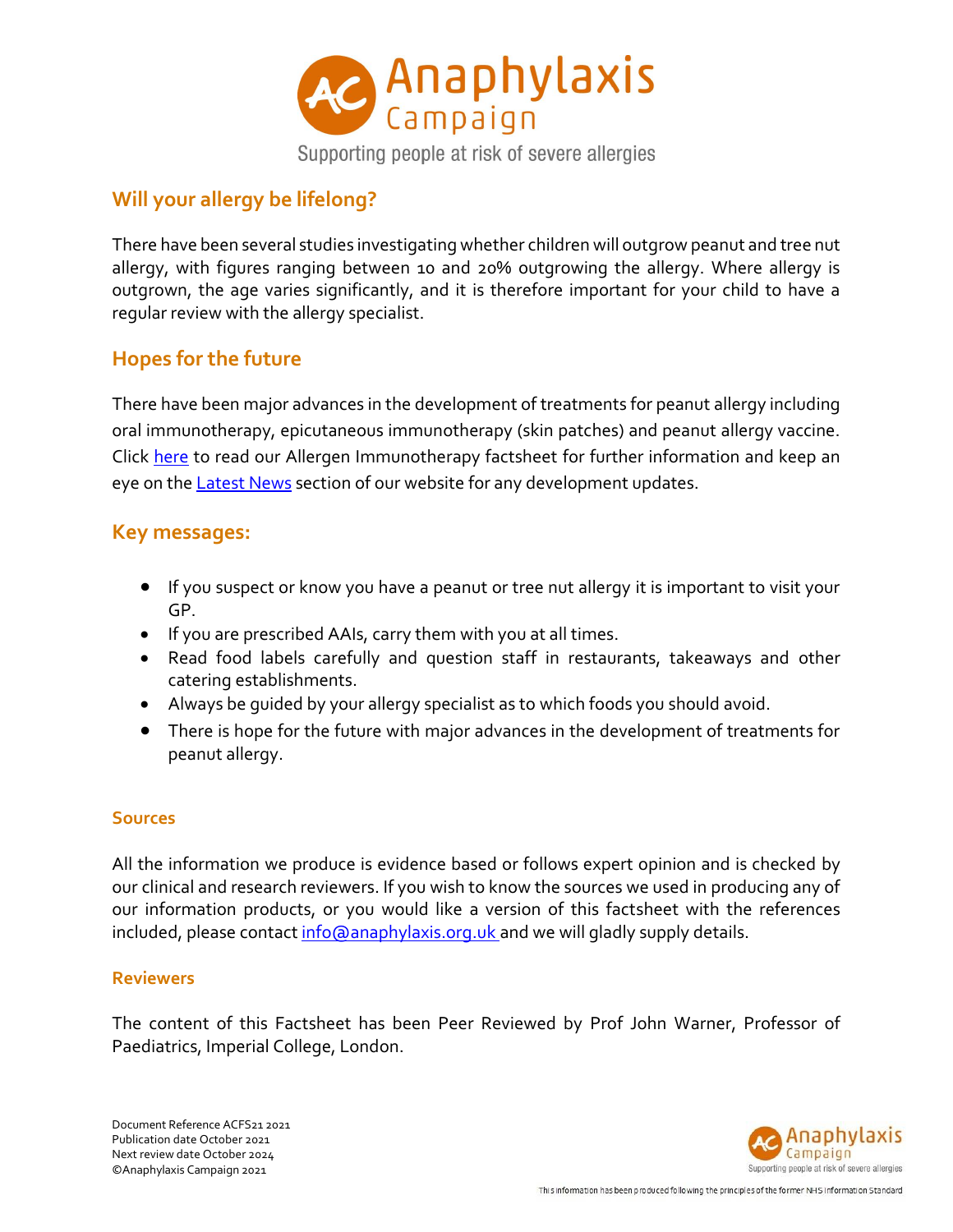## Will your allergy be lifelong?

There have been several studies investigating whether children will outgrow peanut and tree nut allergy, with figures ranging between 10 and 20% outgrowing the allergy. Where allergy is outgrown, the age varies significantly, and it is therefore important for your child to have a regular review with the allergy specialist.

## Hopes for the future

There have been major advances in the development of treatments for peanut allergy including oral immunotherapy, epicutaneous immunotherapy (skin patches) and peanut allergy vaccine. Click here to read our Allergen Immunotherapy factsheet for further information and keep an eye on the Latest News section of our website for any development updates.

## Key messages:

- If you suspect or know you have a peanut or tree nut allergy it is important to visit your GP.
- If you are prescribed AAIs, carry them with you at all times.
- Read food labels carefully and question staff in restaurants, takeaways and other catering establishments.
- Always be guided by your allergy specialist as to which foods you should avoid.
- There is hope for the future with major advances in the development of treatments for peanut allergy.

### Sources

All the information we produce is evidence based or follows expert opinion and is checked by our clinical and research reviewers. If you wish to know the sources we used in producing any of our information products, or you would like a version of this factsheet with the references included, please contact info@anaphylaxis.org.uk and we will gladly supply details.

### Reviewers

The content of this Factsheet has been Peer Reviewed by Prof John Warner, Professor of Paediatrics, Imperial College, London.

Document Reference ACFS21 2021
Publication date October 2021
Next review date October 2024
©Anaphylaxis Campaign 2021

This information has been produced following the principles of the former NHS Information Standard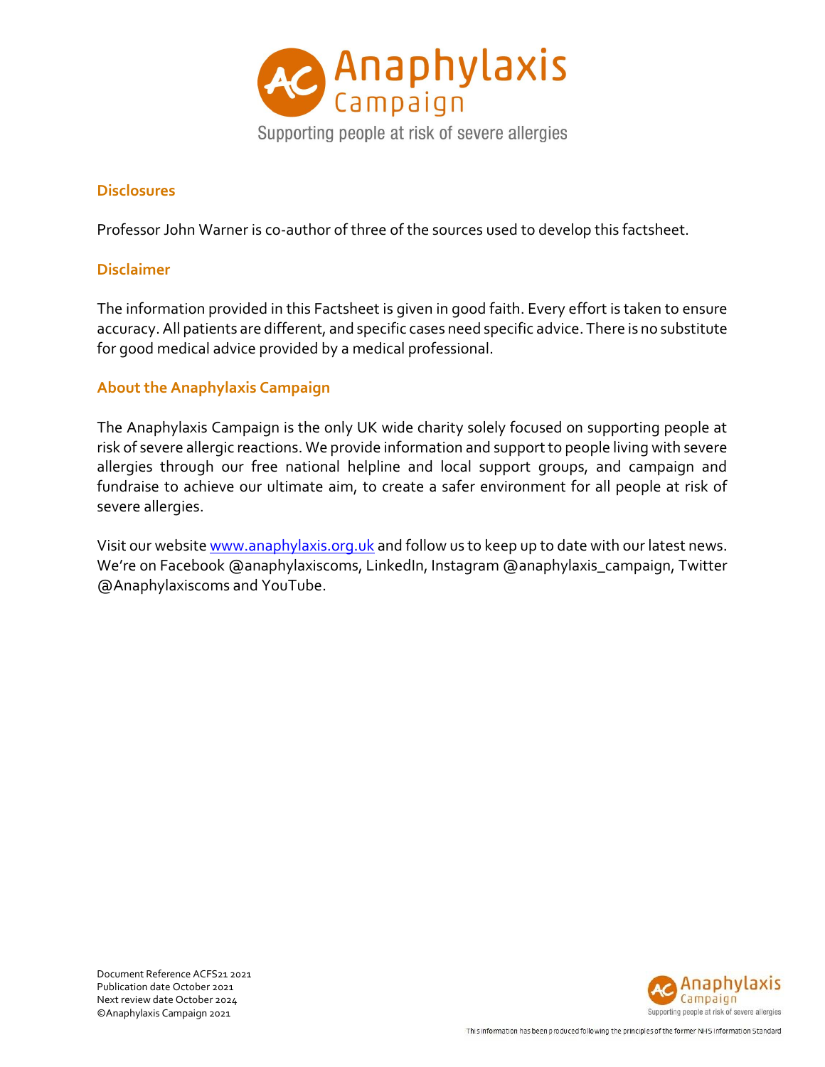Anaphylaxis Campaign

Supporting people at risk of severe allergies

## Disclosures

Professor John Warner is co-author of three of the sources used to develop this factsheet.

## Disclaimer

The information provided in this Factsheet is given in good faith. Every effort is taken to ensure accuracy. All patients are different, and specific cases need specific advice. There is no substitute for good medical advice provided by a medical professional.

## About the Anaphylaxis Campaign

The Anaphylaxis Campaign is the only UK wide charity solely focused on supporting people at risk of severe allergic reactions. We provide information and support to people living with severe allergies through our free national helpline and local support groups, and campaign and fundraise to achieve our ultimate aim, to create a safer environment for all people at risk of severe allergies.

Visit our website www.anaphylaxis.org.uk and follow us to keep up to date with our latest news. We're on Facebook @anaphylaxiscoms, LinkedIn, Instagram @anaphylaxis_campaign, Twitter @Anaphylaxiscoms and YouTube.

Document Reference ACFS21 2021
Publication date October 2021
Next review date October 2024
©Anaphylaxis Campaign 2021

This information has been produced following the principles of the former NHS Information Standard